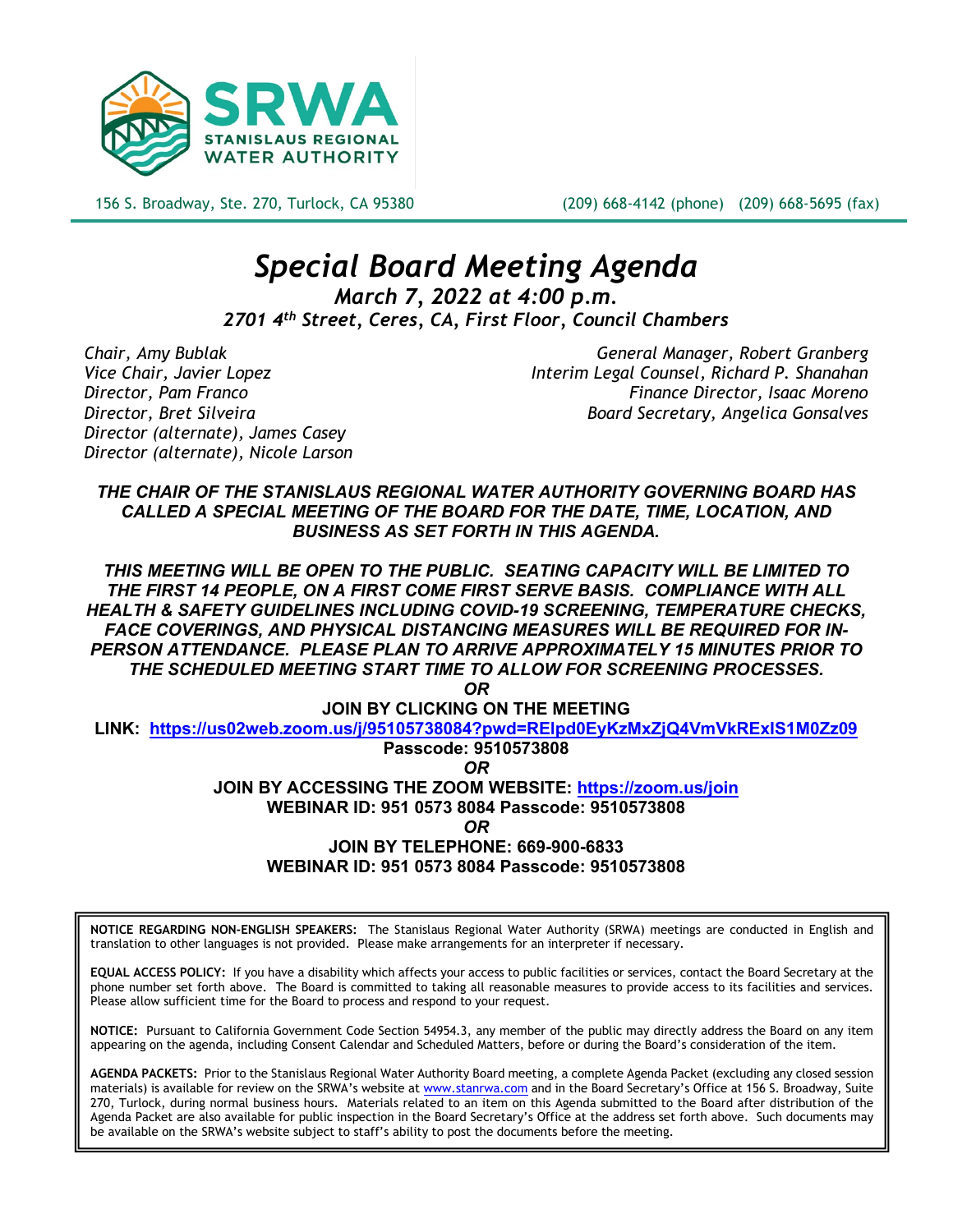**SRWA**
**STANISLAUS REGIONAL WATER AUTHORITY**

156 S. Broadway, Ste. 270, Turlock, CA 95380 (209) 668-4142 (phone) (209) 668-5695 (fax)

# *Special Board Meeting Agenda*

***March 7, 2022 at 4:00 p.m.***

***2701 4th Street, Ceres, CA, First Floor, Council Chambers***

*Chair, Amy Bublak*
*Vice Chair, Javier Lopez*
*Director, Pam Franco*
*Director, Bret Silveira*
*Director (alternate), James Casey*
*Director (alternate), Nicole Larson*

*General Manager, Robert Granberg*
*Interim Legal Counsel, Richard P. Shanahan*
*Finance Director, Isaac Moreno*
*Board Secretary, Angelica Gonsalves*

***THE CHAIR OF THE STANISLAUS REGIONAL WATER AUTHORITY GOVERNING BOARD HAS CALLED A SPECIAL MEETING OF THE BOARD FOR THE DATE, TIME, LOCATION, AND BUSINESS AS SET FORTH IN THIS AGENDA.***

***THIS MEETING WILL BE OPEN TO THE PUBLIC. SEATING CAPACITY WILL BE LIMITED TO THE FIRST 14 PEOPLE, ON A FIRST COME FIRST SERVE BASIS. COMPLIANCE WITH ALL HEALTH & SAFETY GUIDELINES INCLUDING COVID-19 SCREENING, TEMPERATURE CHECKS, FACE COVERINGS, AND PHYSICAL DISTANCING MEASURES WILL BE REQUIRED FOR IN-PERSON ATTENDANCE. PLEASE PLAN TO ARRIVE APPROXIMATELY 15 MINUTES PRIOR TO THE SCHEDULED MEETING START TIME TO ALLOW FOR SCREENING PROCESSES.***

***OR***

**JOIN BY CLICKING ON THE MEETING LINK: https://us02web.zoom.us/j/95105738084?pwd=RElpd0EyKzMxZjQ4VmVkRExlS1M0Zz09**

**Passcode: 9510573808**

***OR***

**JOIN BY ACCESSING THE ZOOM WEBSITE: https://zoom.us/join**

**WEBINAR ID: 951 0573 8084 Passcode: 9510573808**

***OR***

**JOIN BY TELEPHONE: 669-900-6833**

**WEBINAR ID: 951 0573 8084 Passcode: 9510573808**

**NOTICE REGARDING NON-ENGLISH SPEAKERS:** The Stanislaus Regional Water Authority (SRWA) meetings are conducted in English and translation to other languages is not provided. Please make arrangements for an interpreter if necessary.

**EQUAL ACCESS POLICY:** If you have a disability which affects your access to public facilities or services, contact the Board Secretary at the phone number set forth above. The Board is committed to taking all reasonable measures to provide access to its facilities and services. Please allow sufficient time for the Board to process and respond to your request.

**NOTICE:** Pursuant to California Government Code Section 54954.3, any member of the public may directly address the Board on any item appearing on the agenda, including Consent Calendar and Scheduled Matters, before or during the Board's consideration of the item.

**AGENDA PACKETS:** Prior to the Stanislaus Regional Water Authority Board meeting, a complete Agenda Packet (excluding any closed session materials) is available for review on the SRWA's website at www.stanrwa.com and in the Board Secretary's Office at 156 S. Broadway, Suite 270, Turlock, during normal business hours. Materials related to an item on this Agenda submitted to the Board after distribution of the Agenda Packet are also available for public inspection in the Board Secretary's Office at the address set forth above. Such documents may be available on the SRWA's website subject to staff's ability to post the documents before the meeting.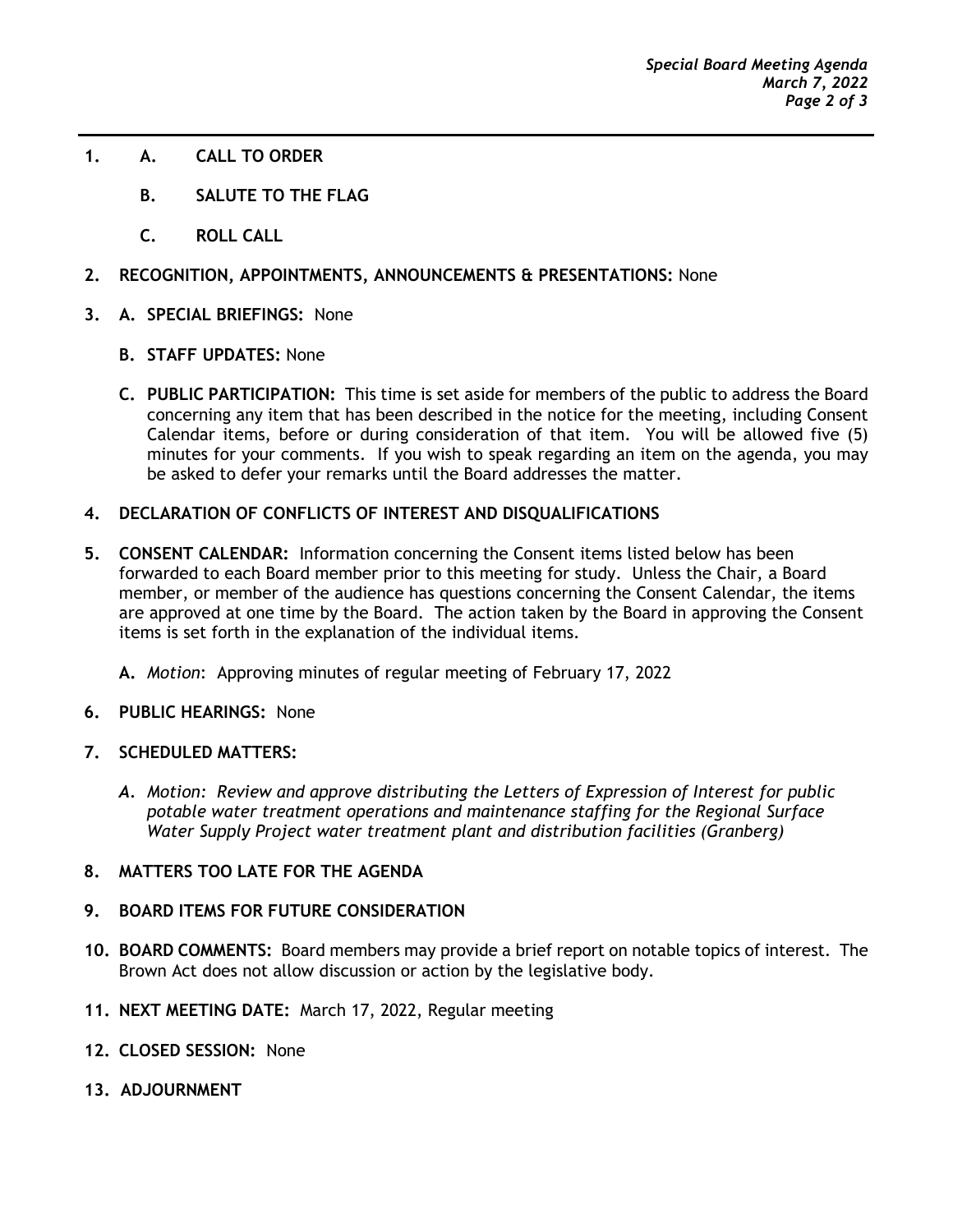**1. A. CALL TO ORDER**

**B. SALUTE TO THE FLAG**

**C. ROLL CALL**

**2. RECOGNITION, APPOINTMENTS, ANNOUNCEMENTS & PRESENTATIONS:** None

**3. A. SPECIAL BRIEFINGS:** None

**B. STAFF UPDATES:** None

**C. PUBLIC PARTICIPATION:** This time is set aside for members of the public to address the Board concerning any item that has been described in the notice for the meeting, including Consent Calendar items, before or during consideration of that item. You will be allowed five (5) minutes for your comments. If you wish to speak regarding an item on the agenda, you may be asked to defer your remarks until the Board addresses the matter.

**4. DECLARATION OF CONFLICTS OF INTEREST AND DISQUALIFICATIONS**

**5. CONSENT CALENDAR:** Information concerning the Consent items listed below has been forwarded to each Board member prior to this meeting for study. Unless the Chair, a Board member, or member of the audience has questions concerning the Consent Calendar, the items are approved at one time by the Board. The action taken by the Board in approving the Consent items is set forth in the explanation of the individual items.

**A.** *Motion*: Approving minutes of regular meeting of February 17, 2022

**6. PUBLIC HEARINGS:** None

**7. SCHEDULED MATTERS:**

*A. Motion: Review and approve distributing the Letters of Expression of Interest for public potable water treatment operations and maintenance staffing for the Regional Surface Water Supply Project water treatment plant and distribution facilities (Granberg)*

**8. MATTERS TOO LATE FOR THE AGENDA**

**9. BOARD ITEMS FOR FUTURE CONSIDERATION**

**10. BOARD COMMENTS:** Board members may provide a brief report on notable topics of interest. The Brown Act does not allow discussion or action by the legislative body.

**11. NEXT MEETING DATE:** March 17, 2022, Regular meeting

**12. CLOSED SESSION:** None

**13. ADJOURNMENT**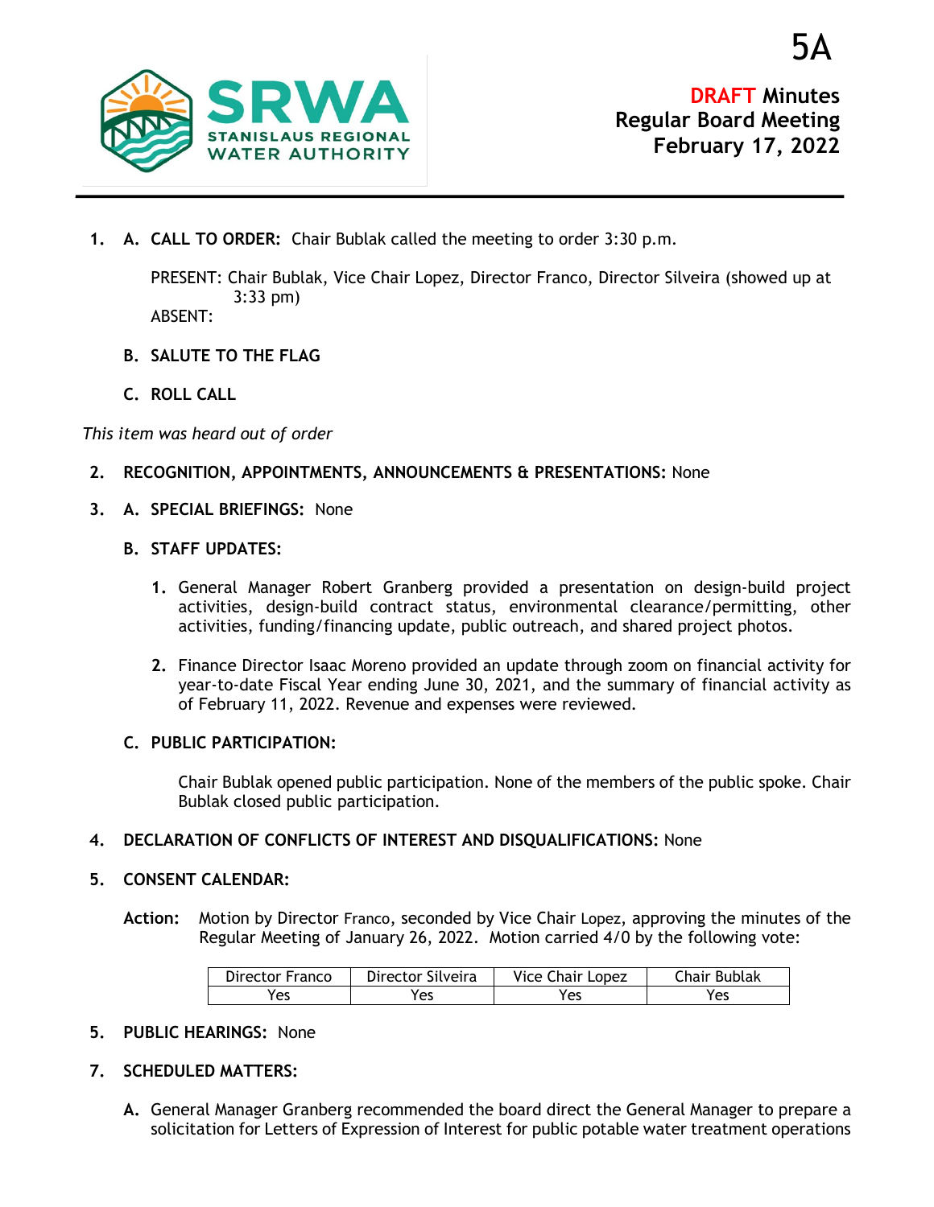5A

**DRAFT Minutes**
**Regular Board Meeting**
**February 17, 2022**

---

1. **A. CALL TO ORDER:** Chair Bublak called the meeting to order 3:30 p.m.

   PRESENT: Chair Bublak, Vice Chair Lopez, Director Franco, Director Silveira (showed up at 3:33 pm)
   ABSENT:

   **B. SALUTE TO THE FLAG**

   **C. ROLL CALL**

*This item was heard out of order*

2. **RECOGNITION, APPOINTMENTS, ANNOUNCEMENTS & PRESENTATIONS:** None

3. **A. SPECIAL BRIEFINGS:** None

   **B. STAFF UPDATES:**

   1. General Manager Robert Granberg provided a presentation on design-build project activities, design-build contract status, environmental clearance/permitting, other activities, funding/financing update, public outreach, and shared project photos.

   2. Finance Director Isaac Moreno provided an update through zoom on financial activity for year-to-date Fiscal Year ending June 30, 2021, and the summary of financial activity as of February 11, 2022. Revenue and expenses were reviewed.

   **C. PUBLIC PARTICIPATION:**

   Chair Bublak opened public participation. None of the members of the public spoke. Chair Bublak closed public participation.

4. **DECLARATION OF CONFLICTS OF INTEREST AND DISQUALIFICATIONS:** None

5. **CONSENT CALENDAR:**

   **Action:** Motion by Director Franco, seconded by Vice Chair Lopez, approving the minutes of the Regular Meeting of January 26, 2022. Motion carried 4/0 by the following vote:

| Director Franco | Director Silveira | Vice Chair Lopez | Chair Bublak |
|---|---|---|---|
| Yes | Yes | Yes | Yes |

5. **PUBLIC HEARINGS:** None

7. **SCHEDULED MATTERS:**

   **A.** General Manager Granberg recommended the board direct the General Manager to prepare a solicitation for Letters of Expression of Interest for public potable water treatment operations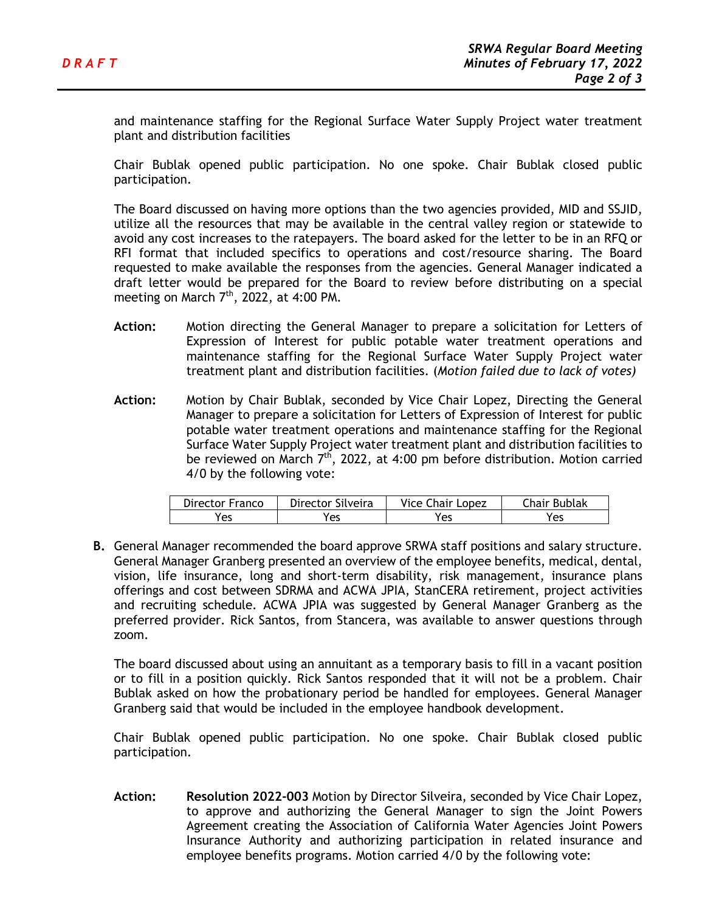and maintenance staffing for the Regional Surface Water Supply Project water treatment plant and distribution facilities

Chair Bublak opened public participation. No one spoke. Chair Bublak closed public participation.

The Board discussed on having more options than the two agencies provided, MID and SSJID, utilize all the resources that may be available in the central valley region or statewide to avoid any cost increases to the ratepayers. The board asked for the letter to be in an RFQ or RFI format that included specifics to operations and cost/resource sharing. The Board requested to make available the responses from the agencies. General Manager indicated a draft letter would be prepared for the Board to review before distributing on a special meeting on March 7th, 2022, at 4:00 PM.

**Action:** Motion directing the General Manager to prepare a solicitation for Letters of Expression of Interest for public potable water treatment operations and maintenance staffing for the Regional Surface Water Supply Project water treatment plant and distribution facilities. (*Motion failed due to lack of votes)*

**Action:** Motion by Chair Bublak, seconded by Vice Chair Lopez, Directing the General Manager to prepare a solicitation for Letters of Expression of Interest for public potable water treatment operations and maintenance staffing for the Regional Surface Water Supply Project water treatment plant and distribution facilities to be reviewed on March 7th, 2022, at 4:00 pm before distribution. Motion carried 4/0 by the following vote:

| Director Franco | Director Silveira | Vice Chair Lopez | Chair Bublak |
|---|---|---|---|
| Yes | Yes | Yes | Yes |

**B.** General Manager recommended the board approve SRWA staff positions and salary structure. General Manager Granberg presented an overview of the employee benefits, medical, dental, vision, life insurance, long and short-term disability, risk management, insurance plans offerings and cost between SDRMA and ACWA JPIA, StanCERA retirement, project activities and recruiting schedule. ACWA JPIA was suggested by General Manager Granberg as the preferred provider. Rick Santos, from Stancera, was available to answer questions through zoom.

The board discussed about using an annuitant as a temporary basis to fill in a vacant position or to fill in a position quickly. Rick Santos responded that it will not be a problem. Chair Bublak asked on how the probationary period be handled for employees. General Manager Granberg said that would be included in the employee handbook development.

Chair Bublak opened public participation. No one spoke. Chair Bublak closed public participation.

**Action:** **Resolution 2022-003** Motion by Director Silveira, seconded by Vice Chair Lopez, to approve and authorizing the General Manager to sign the Joint Powers Agreement creating the Association of California Water Agencies Joint Powers Insurance Authority and authorizing participation in related insurance and employee benefits programs. Motion carried 4/0 by the following vote: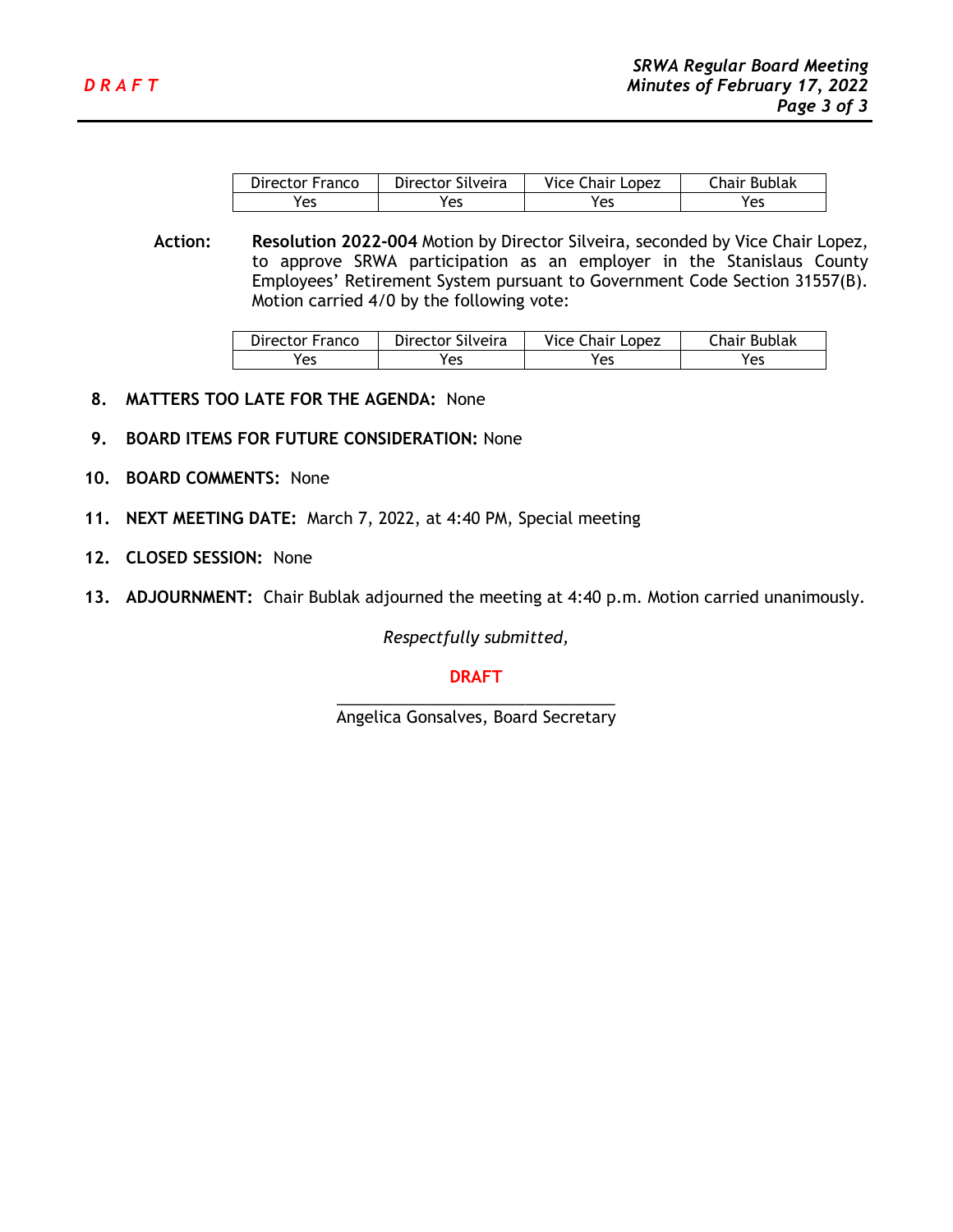DRAFT

| Director Franco | Director Silveira | Vice Chair Lopez | Chair Bublak |
|---|---|---|---|
| Yes | Yes | Yes | Yes |

**Action:** **Resolution 2022-004** Motion by Director Silveira, seconded by Vice Chair Lopez, to approve SRWA participation as an employer in the Stanislaus County Employees' Retirement System pursuant to Government Code Section 31557(B). Motion carried 4/0 by the following vote:

| Director Franco | Director Silveira | Vice Chair Lopez | Chair Bublak |
|---|---|---|---|
| Yes | Yes | Yes | Yes |

8. **MATTERS TOO LATE FOR THE AGENDA:** None

9. **BOARD ITEMS FOR FUTURE CONSIDERATION:** None

10. **BOARD COMMENTS:** None

11. **NEXT MEETING DATE:** March 7, 2022, at 4:40 PM, Special meeting

12. **CLOSED SESSION:** None

13. **ADJOURNMENT:** Chair Bublak adjourned the meeting at 4:40 p.m. Motion carried unanimously.

*Respectfully submitted,*

**DRAFT**

\_\_\_\_\_\_\_\_\_\_\_\_\_\_\_\_\_\_\_\_\_\_\_\_\_\_\_\_\_\_\_\_
Angelica Gonsalves, Board Secretary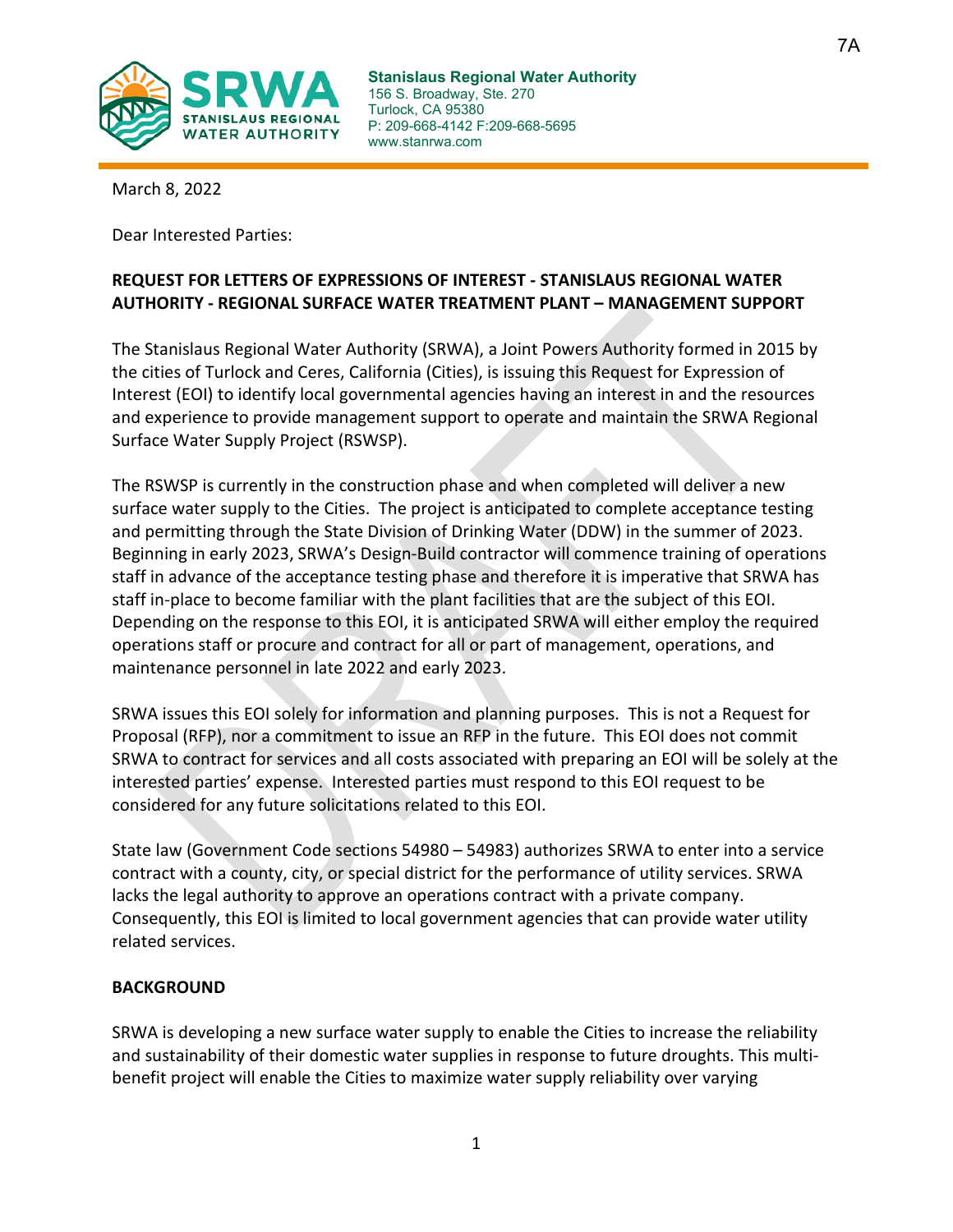Stanislaus Regional Water Authority
156 S. Broadway, Ste. 270
Turlock, CA 95380
P: 209-668-4142 F:209-668-5695
www.stanrwa.com

March 8, 2022

Dear Interested Parties:

**REQUEST FOR LETTERS OF EXPRESSIONS OF INTEREST - STANISLAUS REGIONAL WATER AUTHORITY - REGIONAL SURFACE WATER TREATMENT PLANT – MANAGEMENT SUPPORT**

The Stanislaus Regional Water Authority (SRWA), a Joint Powers Authority formed in 2015 by the cities of Turlock and Ceres, California (Cities), is issuing this Request for Expression of Interest (EOI) to identify local governmental agencies having an interest in and the resources and experience to provide management support to operate and maintain the SRWA Regional Surface Water Supply Project (RSWSP).

The RSWSP is currently in the construction phase and when completed will deliver a new surface water supply to the Cities. The project is anticipated to complete acceptance testing and permitting through the State Division of Drinking Water (DDW) in the summer of 2023. Beginning in early 2023, SRWA's Design-Build contractor will commence training of operations staff in advance of the acceptance testing phase and therefore it is imperative that SRWA has staff in-place to become familiar with the plant facilities that are the subject of this EOI. Depending on the response to this EOI, it is anticipated SRWA will either employ the required operations staff or procure and contract for all or part of management, operations, and maintenance personnel in late 2022 and early 2023.

SRWA issues this EOI solely for information and planning purposes. This is not a Request for Proposal (RFP), nor a commitment to issue an RFP in the future. This EOI does not commit SRWA to contract for services and all costs associated with preparing an EOI will be solely at the interested parties' expense. Interested parties must respond to this EOI request to be considered for any future solicitations related to this EOI.

State law (Government Code sections 54980 – 54983) authorizes SRWA to enter into a service contract with a county, city, or special district for the performance of utility services. SRWA lacks the legal authority to approve an operations contract with a private company. Consequently, this EOI is limited to local government agencies that can provide water utility related services.

**BACKGROUND**

SRWA is developing a new surface water supply to enable the Cities to increase the reliability and sustainability of their domestic water supplies in response to future droughts. This multi-benefit project will enable the Cities to maximize water supply reliability over varying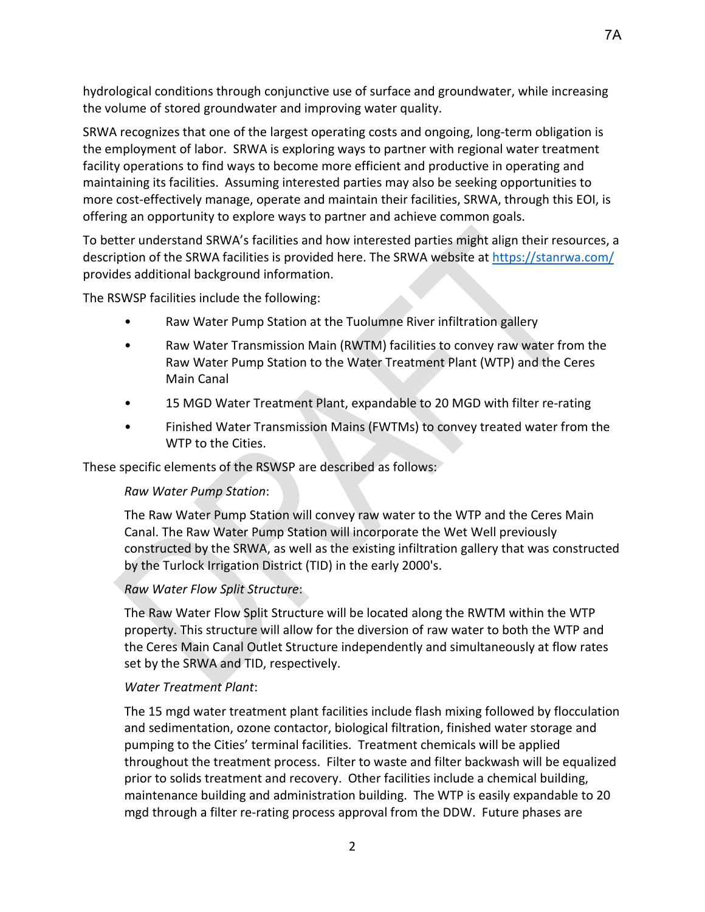hydrological conditions through conjunctive use of surface and groundwater, while increasing the volume of stored groundwater and improving water quality.

SRWA recognizes that one of the largest operating costs and ongoing, long-term obligation is the employment of labor. SRWA is exploring ways to partner with regional water treatment facility operations to find ways to become more efficient and productive in operating and maintaining its facilities. Assuming interested parties may also be seeking opportunities to more cost-effectively manage, operate and maintain their facilities, SRWA, through this EOI, is offering an opportunity to explore ways to partner and achieve common goals.

To better understand SRWA's facilities and how interested parties might align their resources, a description of the SRWA facilities is provided here. The SRWA website at https://stanrwa.com/ provides additional background information.

The RSWSP facilities include the following:

- Raw Water Pump Station at the Tuolumne River infiltration gallery
- Raw Water Transmission Main (RWTM) facilities to convey raw water from the Raw Water Pump Station to the Water Treatment Plant (WTP) and the Ceres Main Canal
- 15 MGD Water Treatment Plant, expandable to 20 MGD with filter re-rating
- Finished Water Transmission Mains (FWTMs) to convey treated water from the WTP to the Cities.

These specific elements of the RSWSP are described as follows:

*Raw Water Pump Station*:

The Raw Water Pump Station will convey raw water to the WTP and the Ceres Main Canal. The Raw Water Pump Station will incorporate the Wet Well previously constructed by the SRWA, as well as the existing infiltration gallery that was constructed by the Turlock Irrigation District (TID) in the early 2000's.

*Raw Water Flow Split Structure*:

The Raw Water Flow Split Structure will be located along the RWTM within the WTP property. This structure will allow for the diversion of raw water to both the WTP and the Ceres Main Canal Outlet Structure independently and simultaneously at flow rates set by the SRWA and TID, respectively.

*Water Treatment Plant*:

The 15 mgd water treatment plant facilities include flash mixing followed by flocculation and sedimentation, ozone contactor, biological filtration, finished water storage and pumping to the Cities' terminal facilities. Treatment chemicals will be applied throughout the treatment process. Filter to waste and filter backwash will be equalized prior to solids treatment and recovery. Other facilities include a chemical building, maintenance building and administration building. The WTP is easily expandable to 20 mgd through a filter re-rating process approval from the DDW. Future phases are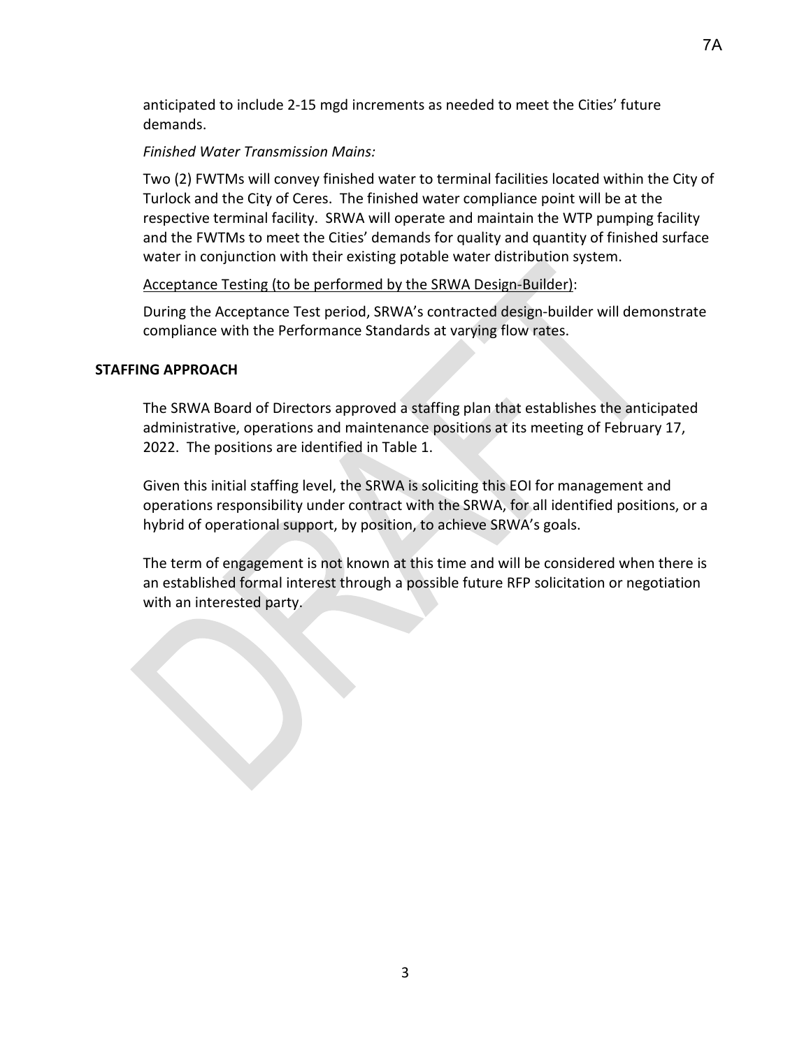anticipated to include 2-15 mgd increments as needed to meet the Cities' future demands.

*Finished Water Transmission Mains:*

Two (2) FWTMs will convey finished water to terminal facilities located within the City of Turlock and the City of Ceres. The finished water compliance point will be at the respective terminal facility. SRWA will operate and maintain the WTP pumping facility and the FWTMs to meet the Cities' demands for quality and quantity of finished surface water in conjunction with their existing potable water distribution system.

<u>Acceptance Testing (to be performed by the SRWA Design-Builder)</u>:

During the Acceptance Test period, SRWA's contracted design-builder will demonstrate compliance with the Performance Standards at varying flow rates.

## STAFFING APPROACH

The SRWA Board of Directors approved a staffing plan that establishes the anticipated administrative, operations and maintenance positions at its meeting of February 17, 2022. The positions are identified in Table 1.

Given this initial staffing level, the SRWA is soliciting this EOI for management and operations responsibility under contract with the SRWA, for all identified positions, or a hybrid of operational support, by position, to achieve SRWA's goals.

The term of engagement is not known at this time and will be considered when there is an established formal interest through a possible future RFP solicitation or negotiation with an interested party.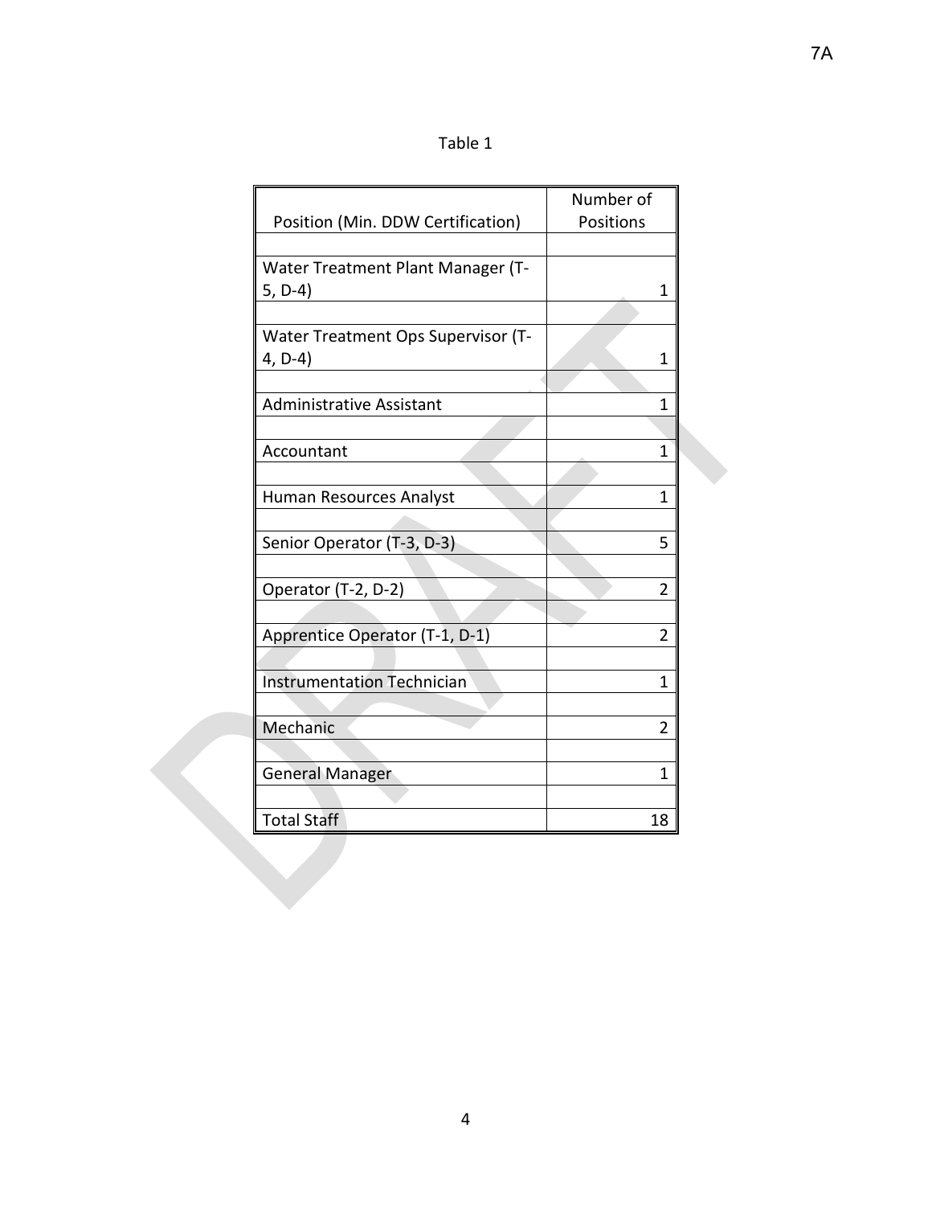Table 1

| Position (Min. DDW Certification) | Number of Positions |
|---|---|
| Water Treatment Plant Manager (T-5, D-4) | 1 |
| Water Treatment Ops Supervisor (T-4, D-4) | 1 |
| Administrative Assistant | 1 |
| Accountant | 1 |
| Human Resources Analyst | 1 |
| Senior Operator (T-3, D-3) | 5 |
| Operator (T-2, D-2) | 2 |
| Apprentice Operator (T-1, D-1) | 2 |
| Instrumentation Technician | 1 |
| Mechanic | 2 |
| General Manager | 1 |
| Total Staff | 18 |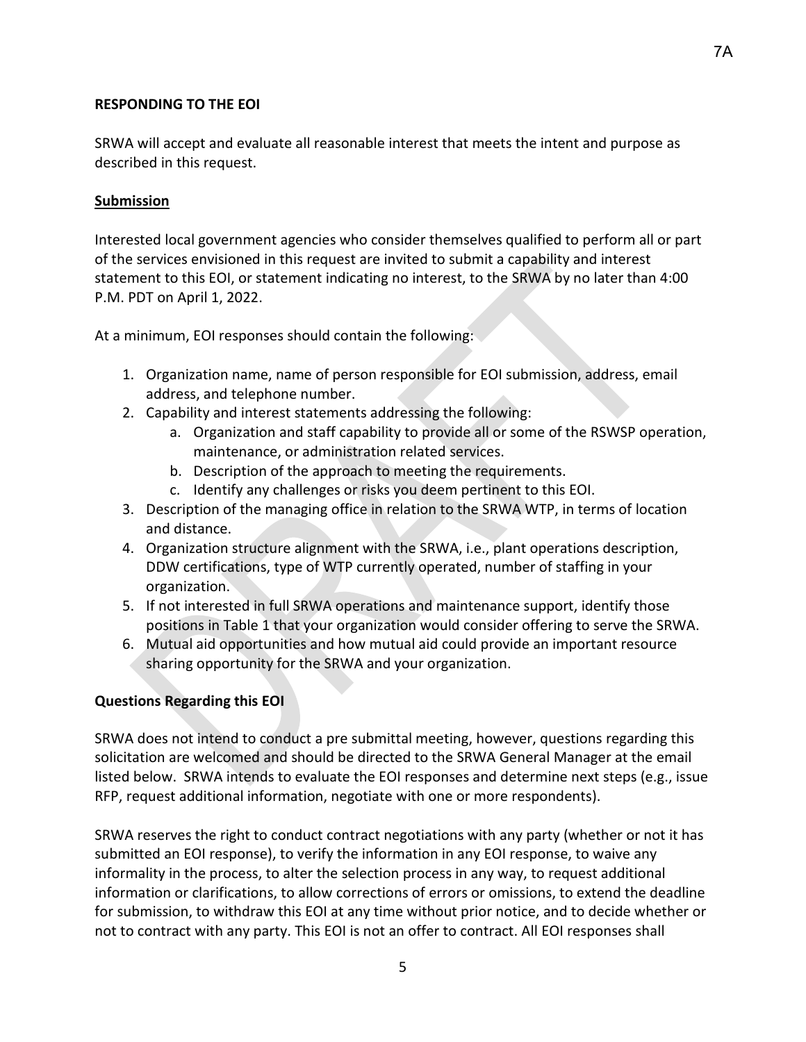**RESPONDING TO THE EOI**

SRWA will accept and evaluate all reasonable interest that meets the intent and purpose as described in this request.

**Submission**

Interested local government agencies who consider themselves qualified to perform all or part of the services envisioned in this request are invited to submit a capability and interest statement to this EOI, or statement indicating no interest, to the SRWA by no later than 4:00 P.M. PDT on April 1, 2022.

At a minimum, EOI responses should contain the following:

1. Organization name, name of person responsible for EOI submission, address, email address, and telephone number.
2. Capability and interest statements addressing the following:
    a. Organization and staff capability to provide all or some of the RSWSP operation, maintenance, or administration related services.
    b. Description of the approach to meeting the requirements.
    c. Identify any challenges or risks you deem pertinent to this EOI.
3. Description of the managing office in relation to the SRWA WTP, in terms of location and distance.
4. Organization structure alignment with the SRWA, i.e., plant operations description, DDW certifications, type of WTP currently operated, number of staffing in your organization.
5. If not interested in full SRWA operations and maintenance support, identify those positions in Table 1 that your organization would consider offering to serve the SRWA.
6. Mutual aid opportunities and how mutual aid could provide an important resource sharing opportunity for the SRWA and your organization.

**Questions Regarding this EOI**

SRWA does not intend to conduct a pre submittal meeting, however, questions regarding this solicitation are welcomed and should be directed to the SRWA General Manager at the email listed below. SRWA intends to evaluate the EOI responses and determine next steps (e.g., issue RFP, request additional information, negotiate with one or more respondents).

SRWA reserves the right to conduct contract negotiations with any party (whether or not it has submitted an EOI response), to verify the information in any EOI response, to waive any informality in the process, to alter the selection process in any way, to request additional information or clarifications, to allow corrections of errors or omissions, to extend the deadline for submission, to withdraw this EOI at any time without prior notice, and to decide whether or not to contract with any party. This EOI is not an offer to contract. All EOI responses shall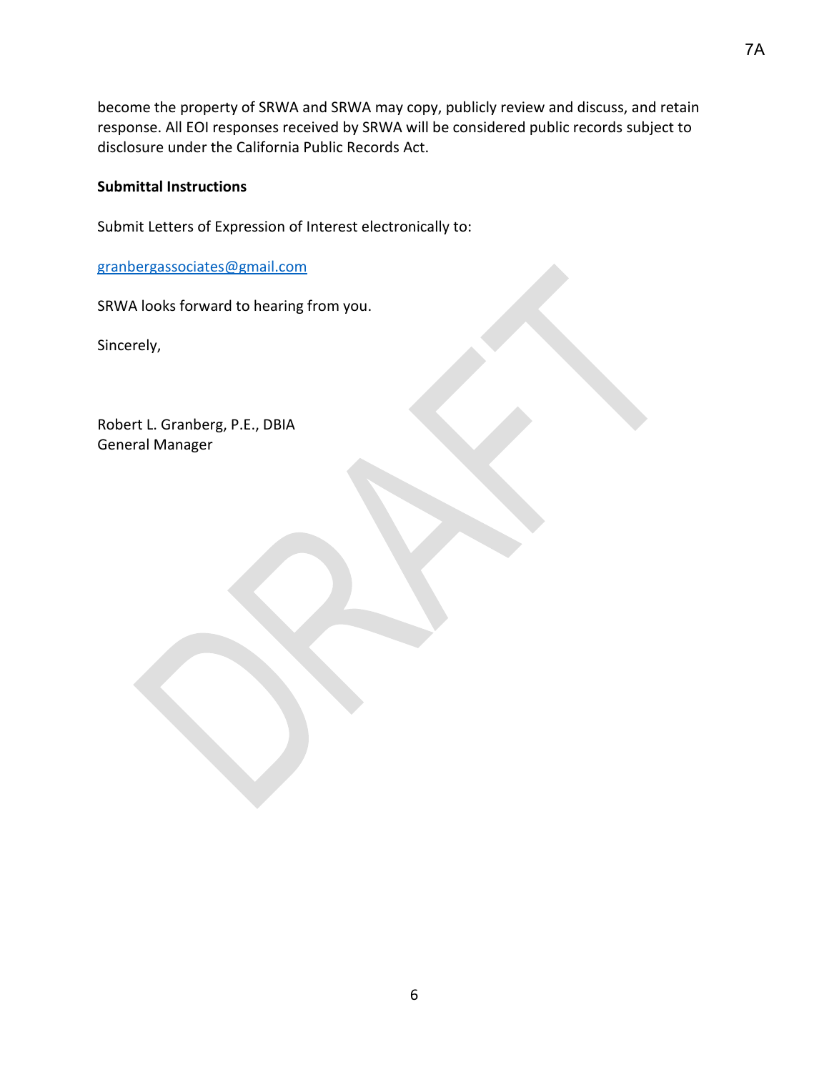become the property of SRWA and SRWA may copy, publicly review and discuss, and retain response. All EOI responses received by SRWA will be considered public records subject to disclosure under the California Public Records Act.

**Submittal Instructions**

Submit Letters of Expression of Interest electronically to:

granbergassociates@gmail.com

SRWA looks forward to hearing from you.

Sincerely,

Robert L. Granberg, P.E., DBIA
General Manager